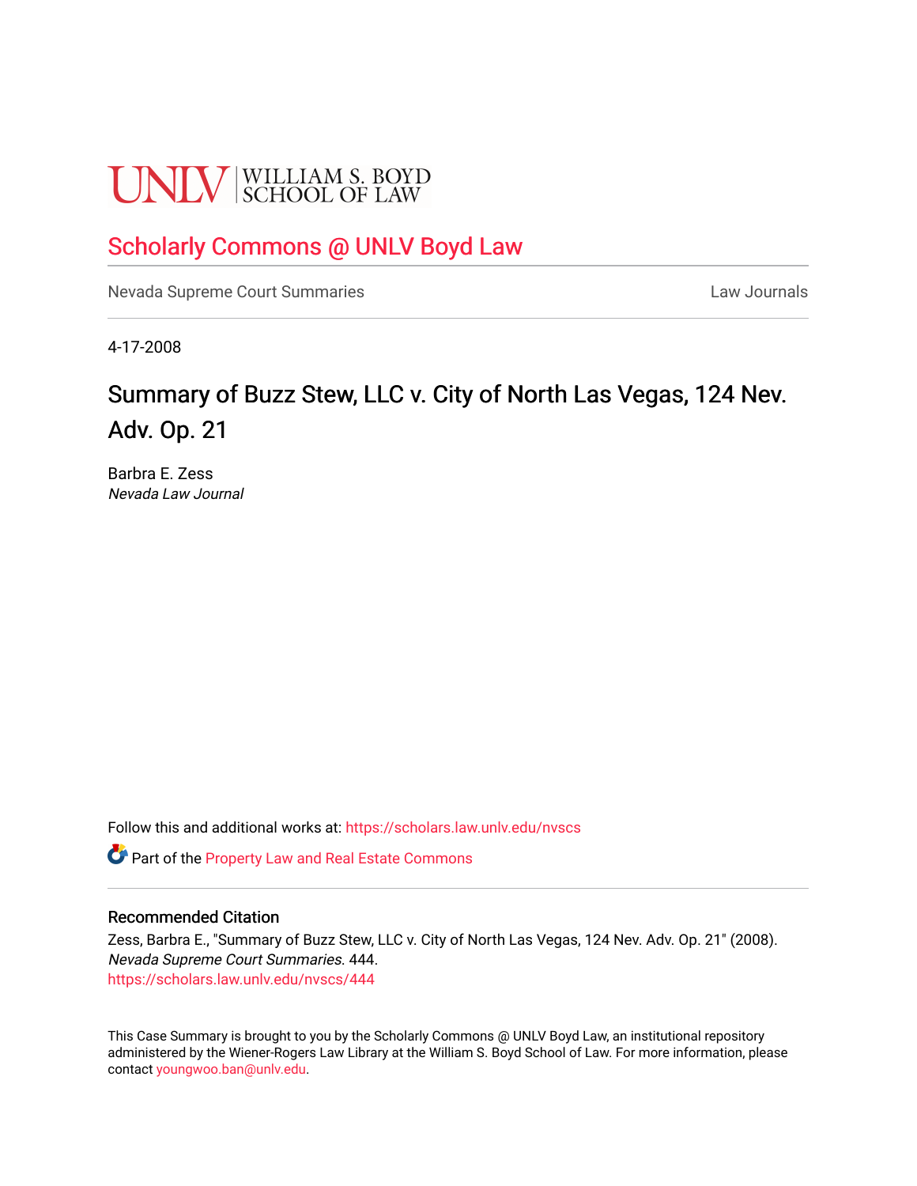UNLV | WILLIAM S. BOYD SCHOOL OF LAW

# Scholarly Commons @ UNLV Boyd Law

Nevada Supreme Court Summaries

Law Journals

4-17-2008

## Summary of Buzz Stew, LLC v. City of North Las Vegas, 124 Nev. Adv. Op. 21

Barbra E. Zess
*Nevada Law Journal*

Follow this and additional works at: https://scholars.law.unlv.edu/nvscs

Part of the Property Law and Real Estate Commons

### Recommended Citation

Zess, Barbra E., "Summary of Buzz Stew, LLC v. City of North Las Vegas, 124 Nev. Adv. Op. 21" (2008). *Nevada Supreme Court Summaries*. 444.
https://scholars.law.unlv.edu/nvscs/444

This Case Summary is brought to you by the Scholarly Commons @ UNLV Boyd Law, an institutional repository administered by the Wiener-Rogers Law Library at the William S. Boyd School of Law. For more information, please contact youngwoo.ban@unlv.edu.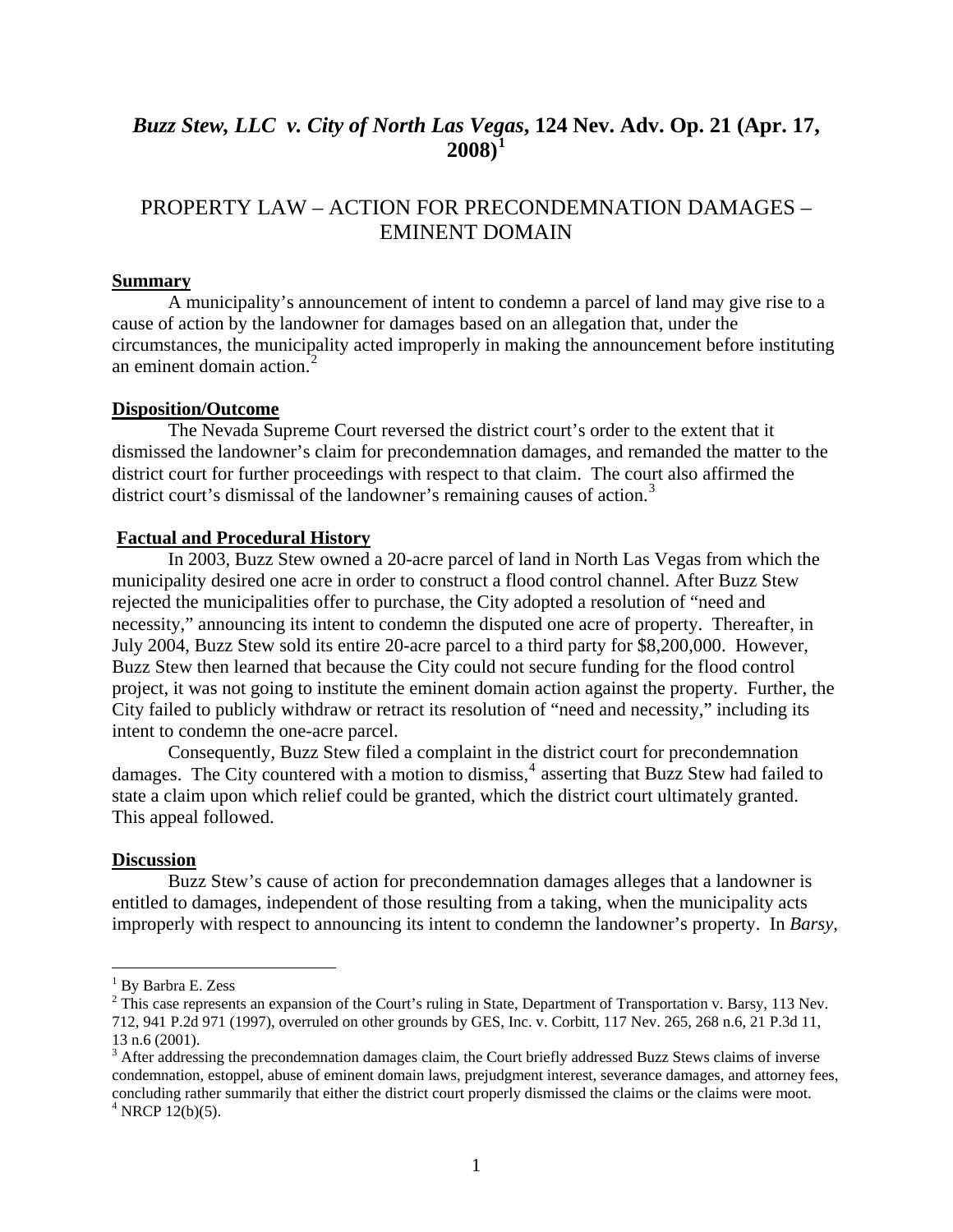# *Buzz Stew, LLC v. City of North Las Vegas*, 124 Nev. Adv. Op. 21 (Apr. 17, 2008)[1]

## PROPERTY LAW – ACTION FOR PRECONDEMNATION DAMAGES – EMINENT DOMAIN

**Summary**

A municipality's announcement of intent to condemn a parcel of land may give rise to a cause of action by the landowner for damages based on an allegation that, under the circumstances, the municipality acted improperly in making the announcement before instituting an eminent domain action.[2]

**Disposition/Outcome**

The Nevada Supreme Court reversed the district court's order to the extent that it dismissed the landowner's claim for precondemnation damages, and remanded the matter to the district court for further proceedings with respect to that claim. The court also affirmed the district court's dismissal of the landowner's remaining causes of action.[3]

**Factual and Procedural History**

In 2003, Buzz Stew owned a 20-acre parcel of land in North Las Vegas from which the municipality desired one acre in order to construct a flood control channel. After Buzz Stew rejected the municipalities offer to purchase, the City adopted a resolution of "need and necessity," announcing its intent to condemn the disputed one acre of property. Thereafter, in July 2004, Buzz Stew sold its entire 20-acre parcel to a third party for $8,200,000. However, Buzz Stew then learned that because the City could not secure funding for the flood control project, it was not going to institute the eminent domain action against the property. Further, the City failed to publicly withdraw or retract its resolution of "need and necessity," including its intent to condemn the one-acre parcel.

Consequently, Buzz Stew filed a complaint in the district court for precondemnation damages. The City countered with a motion to dismiss,[4] asserting that Buzz Stew had failed to state a claim upon which relief could be granted, which the district court ultimately granted. This appeal followed.

**Discussion**

Buzz Stew's cause of action for precondemnation damages alleges that a landowner is entitled to damages, independent of those resulting from a taking, when the municipality acts improperly with respect to announcing its intent to condemn the landowner's property. In *Barsy*,

---

[1] By Barbra E. Zess

[2] This case represents an expansion of the Court's ruling in State, Department of Transportation v. Barsy, 113 Nev. 712, 941 P.2d 971 (1997), overruled on other grounds by GES, Inc. v. Corbitt, 117 Nev. 265, 268 n.6, 21 P.3d 11, 13 n.6 (2001).

[3] After addressing the precondemnation damages claim, the Court briefly addressed Buzz Stews claims of inverse condemnation, estoppel, abuse of eminent domain laws, prejudgment interest, severance damages, and attorney fees, concluding rather summarily that either the district court properly dismissed the claims or the claims were moot.

[4] NRCP 12(b)(5).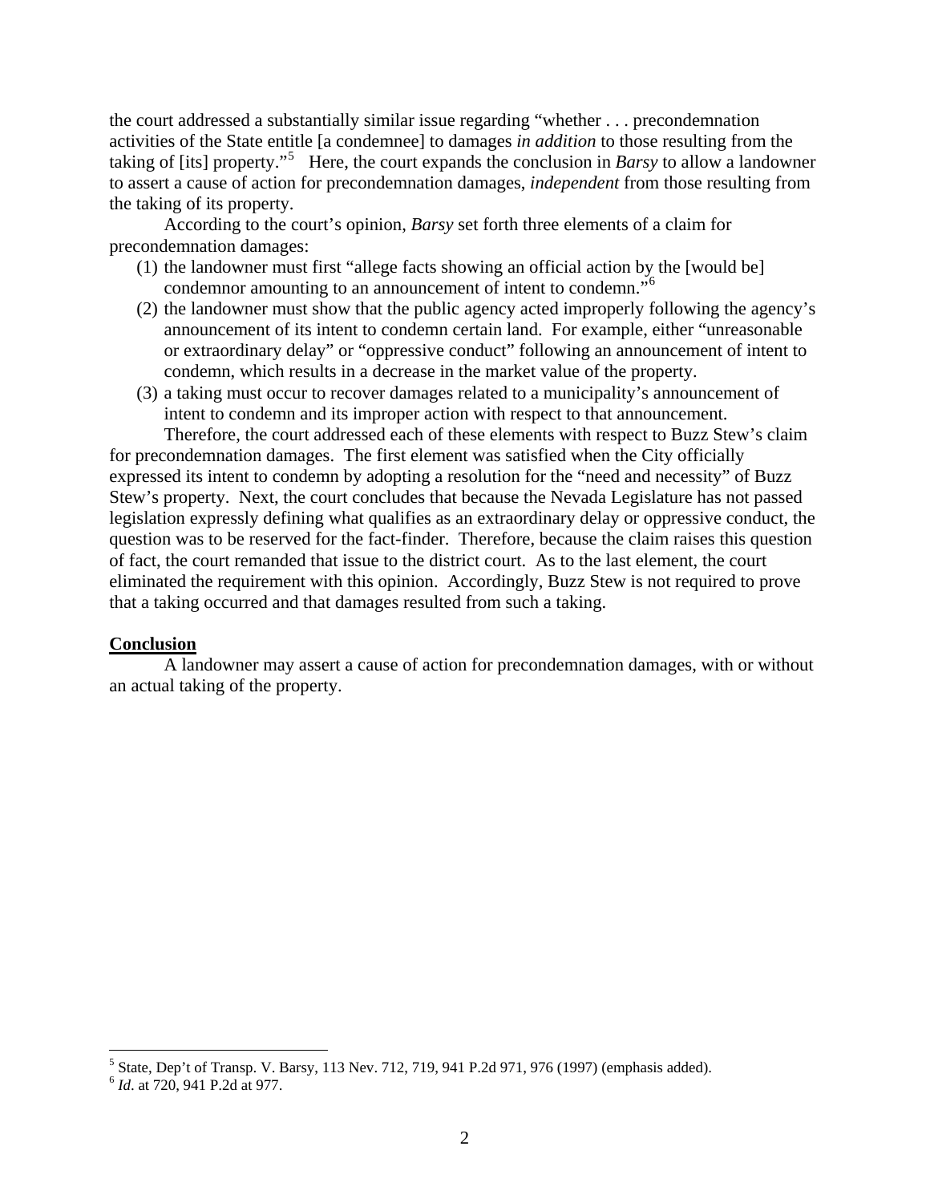the court addressed a substantially similar issue regarding "whether . . . precondemnation activities of the State entitle [a condemnee] to damages *in addition* to those resulting from the taking of [its] property."[5] Here, the court expands the conclusion in *Barsy* to allow a landowner to assert a cause of action for precondemnation damages, *independent* from those resulting from the taking of its property.

According to the court's opinion, *Barsy* set forth three elements of a claim for precondemnation damages:

1. the landowner must first "allege facts showing an official action by the [would be] condemnor amounting to an announcement of intent to condemn."[6]
2. the landowner must show that the public agency acted improperly following the agency's announcement of its intent to condemn certain land. For example, either "unreasonable or extraordinary delay" or "oppressive conduct" following an announcement of intent to condemn, which results in a decrease in the market value of the property.
3. a taking must occur to recover damages related to a municipality's announcement of intent to condemn and its improper action with respect to that announcement.

Therefore, the court addressed each of these elements with respect to Buzz Stew's claim for precondemnation damages. The first element was satisfied when the City officially expressed its intent to condemn by adopting a resolution for the "need and necessity" of Buzz Stew's property. Next, the court concludes that because the Nevada Legislature has not passed legislation expressly defining what qualifies as an extraordinary delay or oppressive conduct, the question was to be reserved for the fact-finder. Therefore, because the claim raises this question of fact, the court remanded that issue to the district court. As to the last element, the court eliminated the requirement with this opinion. Accordingly, Buzz Stew is not required to prove that a taking occurred and that damages resulted from such a taking.

## Conclusion

A landowner may assert a cause of action for precondemnation damages, with or without an actual taking of the property.

---

[5] State, Dep't of Transp. V. Barsy, 113 Nev. 712, 719, 941 P.2d 971, 976 (1997) (emphasis added).

[6] *Id*. at 720, 941 P.2d at 977.